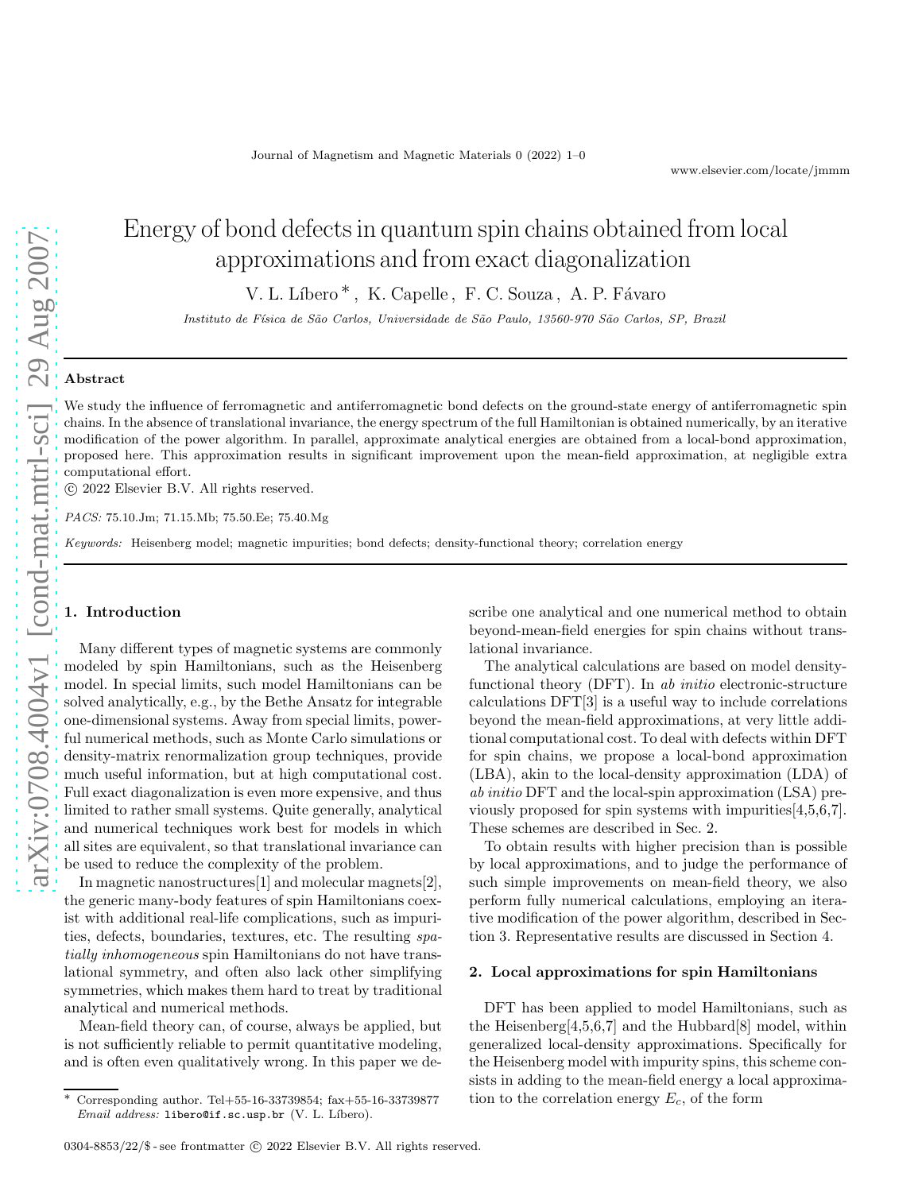# Energy of bond defects in quantum spin chains obtained from local approximations and from exact diagonalization

V. L. Líbero *, K. Capelle, F. C. Souza, A. P. Fávaro

*Instituto de Física de São Carlos, Universidade de São Paulo, 13560-970 São Carlos, SP, Brazil*

## Abstract

We study the influence of ferromagnetic and antiferromagnetic bond defects on the ground-state energy of antiferromagnetic spin chains. In the absence of translational invariance, the energy spectrum of the full Hamiltonian is obtained numerically, by an iterative modification of the power algorithm. In parallel, approximate analytical energies are obtained from a local-bond approximation, proposed here. This approximation results in significant improvement upon the mean-field approximation, at negligible extra computational effort.

© 2022 Elsevier B.V. All rights reserved.

*PACS:* 75.10.Jm; 71.15.Mb; 75.50.Ee; 75.40.Mg

*Keywords:* Heisenberg model; magnetic impurities; bond defects; density-functional theory; correlation energy

## 1. Introduction

Many different types of magnetic systems are commonly modeled by spin Hamiltonians, such as the Heisenberg model. In special limits, such model Hamiltonians can be solved analytically, e.g., by the Bethe Ansatz for integrable one-dimensional systems. Away from special limits, powerful numerical methods, such as Monte Carlo simulations or density-matrix renormalization group techniques, provide much useful information, but at high computational cost. Full exact diagonalization is even more expensive, and thus limited to rather small systems. Quite generally, analytical and numerical techniques work best for models in which all sites are equivalent, so that translational invariance can be used to reduce the complexity of the problem.

In magnetic nanostructures[1] and molecular magnets[2], the generic many-body features of spin Hamiltonians coexist with additional real-life complications, such as impurities, defects, boundaries, textures, etc. The resulting *spatially inhomogeneous* spin Hamiltonians do not have translational symmetry, and often also lack other simplifying symmetries, which makes them hard to treat by traditional analytical and numerical methods.

Mean-field theory can, of course, always be applied, but is not sufficiently reliable to permit quantitative modeling, and is often even qualitatively wrong. In this paper we describe one analytical and one numerical method to obtain beyond-mean-field energies for spin chains without translational invariance.

The analytical calculations are based on model density-functional theory (DFT). In *ab initio* electronic-structure calculations DFT[3] is a useful way to include correlations beyond the mean-field approximations, at very little additional computational cost. To deal with defects within DFT for spin chains, we propose a local-bond approximation (LBA), akin to the local-density approximation (LDA) of *ab initio* DFT and the local-spin approximation (LSA) previously proposed for spin systems with impurities[4,5,6,7]. These schemes are described in Sec. 2.

To obtain results with higher precision than is possible by local approximations, and to judge the performance of such simple improvements on mean-field theory, we also perform fully numerical calculations, employing an iterative modification of the power algorithm, described in Section 3. Representative results are discussed in Section 4.

## 2. Local approximations for spin Hamiltonians

DFT has been applied to model Hamiltonians, such as the Heisenberg[4,5,6,7] and the Hubbard[8] model, within generalized local-density approximations. Specifically for the Heisenberg model with impurity spins, this scheme consists in adding to the mean-field energy a local approximation to the correlation energy $E_c$, of the form

---

* Corresponding author. Tel+55-16-33739854; fax+55-16-33739877
*Email address:* libero@if.sc.usp.br (V. L. Líbero).

0304-8853/22/$ - see frontmatter © 2022 Elsevier B.V. All rights reserved.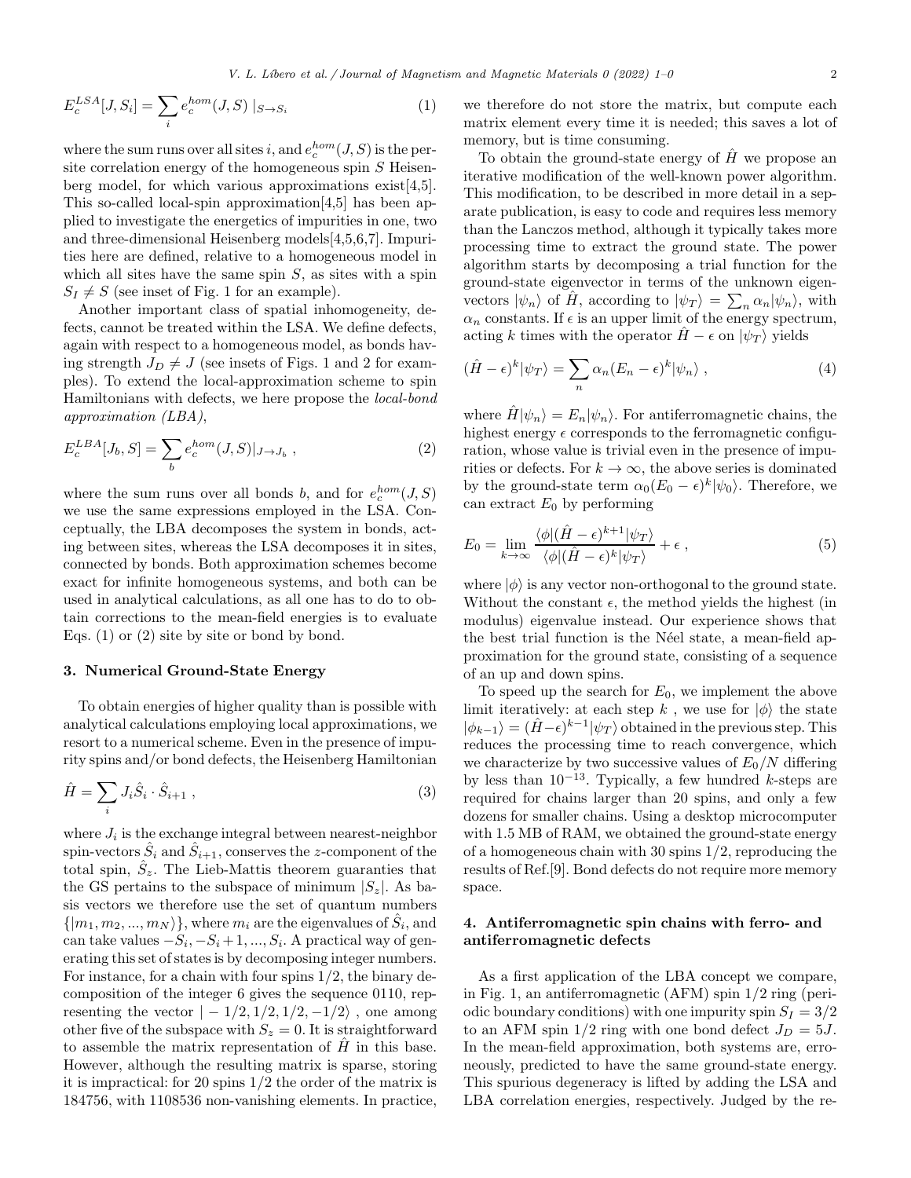$$E_c^{LSA}[J, S_i] = \sum_i e_c^{hom}(J, S) \mid_{S \to S_i} \tag{1}$$

where the sum runs over all sites $i$, and $e_c^{hom}(J, S)$ is the per-site correlation energy of the homogeneous spin $S$ Heisenberg model, for which various approximations exist[4,5]. This so-called local-spin approximation[4,5] has been applied to investigate the energetics of impurities in one, two and three-dimensional Heisenberg models[4,5,6,7]. Impurities here are defined, relative to a homogeneous model in which all sites have the same spin $S$, as sites with a spin $S_I \neq S$ (see inset of Fig. 1 for an example).

Another important class of spatial inhomogeneity, defects, cannot be treated within the LSA. We define defects, again with respect to a homogeneous model, as bonds having strength $J_D \neq J$ (see insets of Figs. 1 and 2 for examples). To extend the local-approximation scheme to spin Hamiltonians with defects, we here propose the *local-bond approximation (LBA)*,

$$E_c^{LBA}[J_b, S] = \sum_b e_c^{hom}(J, S)|_{J \to J_b} \ , \tag{2}$$

where the sum runs over all bonds $b$, and for $e_c^{hom}(J, S)$ we use the same expressions employed in the LSA. Conceptually, the LBA decomposes the system in bonds, acting between sites, whereas the LSA decomposes it in sites, connected by bonds. Both approximation schemes become exact for infinite homogeneous systems, and both can be used in analytical calculations, as all one has to do to obtain corrections to the mean-field energies is to evaluate Eqs. (1) or (2) site by site or bond by bond.

## 3. Numerical Ground-State Energy

To obtain energies of higher quality than is possible with analytical calculations employing local approximations, we resort to a numerical scheme. Even in the presence of impurity spins and/or bond defects, the Heisenberg Hamiltonian

$$\hat{H} = \sum_i J_i \hat{S}_i \cdot \hat{S}_{i+1} \ , \tag{3}$$

where $J_i$ is the exchange integral between nearest-neighbor spin-vectors $\hat{S}_i$ and $\hat{S}_{i+1}$, conserves the $z$-component of the total spin, $\hat{S}_z$. The Lieb-Mattis theorem guaranties that the GS pertains to the subspace of minimum $|S_z|$. As basis vectors we therefore use the set of quantum numbers $\{|m_1, m_2, ..., m_N\rangle\}$, where $m_i$ are the eigenvalues of $\hat{S}_i$, and can take values $-S_i, -S_i+1, ..., S_i$. A practical way of generating this set of states is by decomposing integer numbers. For instance, for a chain with four spins 1/2, the binary decomposition of the integer 6 gives the sequence 0110, representing the vector $| -1/2, 1/2, 1/2, -1/2\rangle$ , one among other five of the subspace with $S_z = 0$. It is straightforward to assemble the matrix representation of $\hat{H}$ in this base. However, although the resulting matrix is sparse, storing it is impractical: for 20 spins 1/2 the order of the matrix is 184756, with 1108536 non-vanishing elements. In practice, we therefore do not store the matrix, but compute each matrix element every time it is needed; this saves a lot of memory, but is time consuming.

To obtain the ground-state energy of $\hat{H}$ we propose an iterative modification of the well-known power algorithm. This modification, to be described in more detail in a separate publication, is easy to code and requires less memory than the Lanczos method, although it typically takes more processing time to extract the ground state. The power algorithm starts by decomposing a trial function for the ground-state eigenvector in terms of the unknown eigenvectors $|\psi_n\rangle$ of $\hat{H}$, according to $|\psi_T\rangle = \sum_n \alpha_n |\psi_n\rangle$, with $\alpha_n$ constants. If $\epsilon$ is an upper limit of the energy spectrum, acting $k$ times with the operator $\hat{H} - \epsilon$ on $|\psi_T\rangle$ yields

$$(\hat{H} - \epsilon)^k |\psi_T\rangle = \sum_n \alpha_n (E_n - \epsilon)^k |\psi_n\rangle \ , \tag{4}$$

where $\hat{H}|\psi_n\rangle = E_n|\psi_n\rangle$. For antiferromagnetic chains, the highest energy $\epsilon$ corresponds to the ferromagnetic configuration, whose value is trivial even in the presence of impurities or defects. For $k \to \infty$, the above series is dominated by the ground-state term $\alpha_0(E_0 - \epsilon)^k |\psi_0\rangle$. Therefore, we can extract $E_0$ by performing

$$E_0 = \lim_{k \to \infty} \frac{\langle\phi|(\hat{H} - \epsilon)^{k+1}|\psi_T\rangle}{\langle\phi|(\hat{H} - \epsilon)^k|\psi_T\rangle} + \epsilon \ , \tag{5}$$

where $|\phi\rangle$ is any vector non-orthogonal to the ground state. Without the constant $\epsilon$, the method yields the highest (in modulus) eigenvalue instead. Our experience shows that the best trial function is the Néel state, a mean-field approximation for the ground state, consisting of a sequence of an up and down spins.

To speed up the search for $E_0$, we implement the above limit iteratively: at each step $k$ , we use for $|\phi\rangle$ the state $|\phi_{k-1}\rangle = (\hat{H} - \epsilon)^{k-1}|\psi_T\rangle$ obtained in the previous step. This reduces the processing time to reach convergence, which we characterize by two successive values of $E_0/N$ differing by less than $10^{-13}$. Typically, a few hundred $k$-steps are required for chains larger than 20 spins, and only a few dozens for smaller chains. Using a desktop microcomputer with 1.5 MB of RAM, we obtained the ground-state energy of a homogeneous chain with 30 spins 1/2, reproducing the results of Ref.[9]. Bond defects do not require more memory space.

## 4. Antiferromagnetic spin chains with ferro- and antiferromagnetic defects

As a first application of the LBA concept we compare, in Fig. 1, an antiferromagnetic (AFM) spin 1/2 ring (periodic boundary conditions) with one impurity spin $S_I = 3/2$ to an AFM spin 1/2 ring with one bond defect $J_D = 5J$. In the mean-field approximation, both systems are, erroneously, predicted to have the same ground-state energy. This spurious degeneracy is lifted by adding the LSA and LBA correlation energies, respectively. Judged by the re-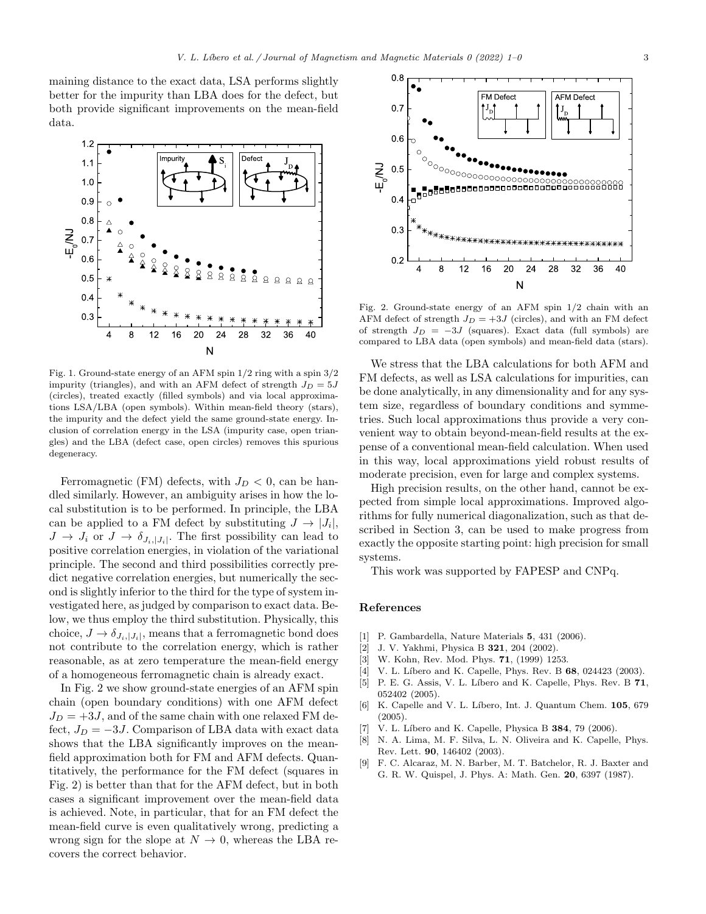maining distance to the exact data, LSA performs slightly better for the impurity than LBA does for the defect, but both provide significant improvements on the mean-field data.

1.2
1.1
1.0
0.9
0.8
0.7
0.6
0.5
0.4
0.3
$-E_0/NJ$
4 8 12 16 20 24 28 32 36 40
N
Impurity $S_i$
Defect $J_D$

Fig. 1. Ground-state energy of an AFM spin 1/2 ring with a spin 3/2 impurity (triangles), and with an AFM defect of strength $J_D = 5J$ (circles), treated exactly (filled symbols) and via local approximations LSA/LBA (open symbols). Within mean-field theory (stars), the impurity and the defect yield the same ground-state energy. Inclusion of correlation energy in the LSA (impurity case, open triangles) and the LBA (defect case, open circles) removes this spurious degeneracy.

Ferromagnetic (FM) defects, with $J_D < 0$, can be handled similarly. However, an ambiguity arises in how the local substitution is to be performed. In principle, the LBA can be applied to a FM defect by substituting $J \to |J_i|$, $J \to J_i$ or $J \to \delta_{J_i,|J_i|}$. The first possibility can lead to positive correlation energies, in violation of the variational principle. The second and third possibilities correctly predict negative correlation energies, but numerically the second is slightly inferior to the third for the type of system investigated here, as judged by comparison to exact data. Below, we thus employ the third substitution. Physically, this choice, $J \to \delta_{J_i,|J_i|}$, means that a ferromagnetic bond does not contribute to the correlation energy, which is rather reasonable, as at zero temperature the mean-field energy of a homogeneous ferromagnetic chain is already exact.

In Fig. 2 we show ground-state energies of an AFM spin chain (open boundary conditions) with one AFM defect $J_D = +3J$, and of the same chain with one relaxed FM defect, $J_D = -3J$. Comparison of LBA data with exact data shows that the LBA significantly improves on the mean-field approximation both for FM and AFM defects. Quantitatively, the performance for the FM defect (squares in Fig. 2) is better than that for the AFM defect, but in both cases a significant improvement over the mean-field data is achieved. Note, in particular, that for an FM defect the mean-field curve is even qualitatively wrong, predicting a wrong sign for the slope at $N \to 0$, whereas the LBA recovers the correct behavior.

0.8
0.7
0.6
0.5
0.4
0.3
0.2
$-E_0/NJ$
4 8 12 16 20 24 28 32 36 40
N
FM Defect $J_D$
AFM Defect $J_D$

Fig. 2. Ground-state energy of an AFM spin 1/2 chain with an AFM defect of strength $J_D = +3J$ (circles), and with an FM defect of strength $J_D = -3J$ (squares). Exact data (full symbols) are compared to LBA data (open symbols) and mean-field data (stars).

We stress that the LBA calculations for both AFM and FM defects, as well as LSA calculations for impurities, can be done analytically, in any dimensionality and for any system size, regardless of boundary conditions and symmetries. Such local approximations thus provide a very convenient way to obtain beyond-mean-field results at the expense of a conventional mean-field calculation. When used in this way, local approximations yield robust results of moderate precision, even for large and complex systems.

High precision results, on the other hand, cannot be expected from simple local approximations. Improved algorithms for fully numerical diagonalization, such as that described in Section 3, can be used to make progress from exactly the opposite starting point: high precision for small systems.

This work was supported by FAPESP and CNPq.

## References

[1] P. Gambardella, Nature Materials **5**, 431 (2006).
[2] J. V. Yakhmi, Physica B **321**, 204 (2002).
[3] W. Kohn, Rev. Mod. Phys. **71**, (1999) 1253.
[4] V. L. Líbero and K. Capelle, Phys. Rev. B **68**, 024423 (2003).
[5] P. E. G. Assis, V. L. Líbero and K. Capelle, Phys. Rev. B **71**, 052402 (2005).
[6] K. Capelle and V. L. Líbero, Int. J. Quantum Chem. **105**, 679 (2005).
[7] V. L. Líbero and K. Capelle, Physica B **384**, 79 (2006).
[8] N. A. Lima, M. F. Silva, L. N. Oliveira and K. Capelle, Phys. Rev. Lett. **90**, 146402 (2003).
[9] F. C. Alcaraz, M. N. Barber, M. T. Batchelor, R. J. Baxter and G. R. W. Quispel, J. Phys. A: Math. Gen. **20**, 6397 (1987).